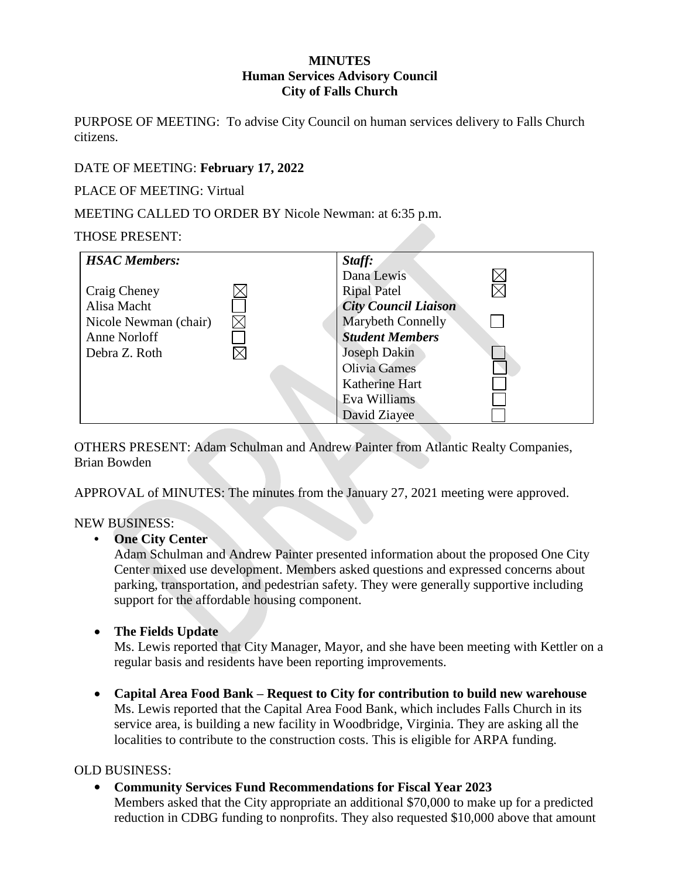**MINUTES**
**Human Services Advisory Council**
**City of Falls Church**

PURPOSE OF MEETING: To advise City Council on human services delivery to Falls Church citizens.

DATE OF MEETING: **February 17, 2022**

PLACE OF MEETING: Virtual

MEETING CALLED TO ORDER BY Nicole Newman: at 6:35 p.m.

THOSE PRESENT:

| ***HSAC Members:*** | | ***Staff:*** | |
|---|---|---|---|
| | | Dana Lewis | ☒ |
| Craig Cheney | ☒ | Ripal Patel | ☒ |
| Alisa Macht | ☐ | ***City Council Liaison*** | |
| Nicole Newman (chair) | ☒ | Marybeth Connelly | ☐ |
| Anne Norloff | ☐ | ***Student Members*** | |
| Debra Z. Roth | ☒ | Joseph Dakin | ☐ |
| | | Olivia Games | ☐ |
| | | Katherine Hart | ☐ |
| | | Eva Williams | ☐ |
| | | David Ziayee | ☐ |

OTHERS PRESENT: Adam Schulman and Andrew Painter from Atlantic Realty Companies, Brian Bowden

APPROVAL of MINUTES: The minutes from the January 27, 2021 meeting were approved.

NEW BUSINESS:

- **One City Center**
  Adam Schulman and Andrew Painter presented information about the proposed One City Center mixed use development. Members asked questions and expressed concerns about parking, transportation, and pedestrian safety. They were generally supportive including support for the affordable housing component.

- **The Fields Update**
  Ms. Lewis reported that City Manager, Mayor, and she have been meeting with Kettler on a regular basis and residents have been reporting improvements.

- **Capital Area Food Bank – Request to City for contribution to build new warehouse**
  Ms. Lewis reported that the Capital Area Food Bank, which includes Falls Church in its service area, is building a new facility in Woodbridge, Virginia. They are asking all the localities to contribute to the construction costs. This is eligible for ARPA funding.

OLD BUSINESS:

- **Community Services Fund Recommendations for Fiscal Year 2023**
  Members asked that the City appropriate an additional $70,000 to make up for a predicted reduction in CDBG funding to nonprofits. They also requested $10,000 above that amount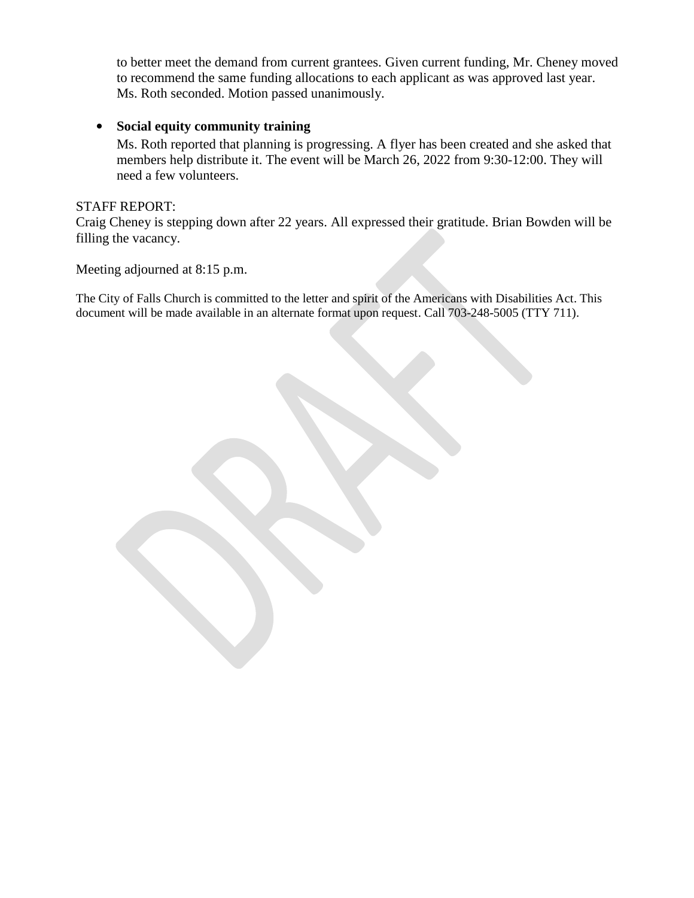to better meet the demand from current grantees. Given current funding, Mr. Cheney moved to recommend the same funding allocations to each applicant as was approved last year. Ms. Roth seconded. Motion passed unanimously.

- **Social equity community training**

  Ms. Roth reported that planning is progressing. A flyer has been created and she asked that members help distribute it. The event will be March 26, 2022 from 9:30-12:00. They will need a few volunteers.

STAFF REPORT:
Craig Cheney is stepping down after 22 years. All expressed their gratitude. Brian Bowden will be filling the vacancy.

Meeting adjourned at 8:15 p.m.

The City of Falls Church is committed to the letter and spirit of the Americans with Disabilities Act. This document will be made available in an alternate format upon request. Call 703-248-5005 (TTY 711).